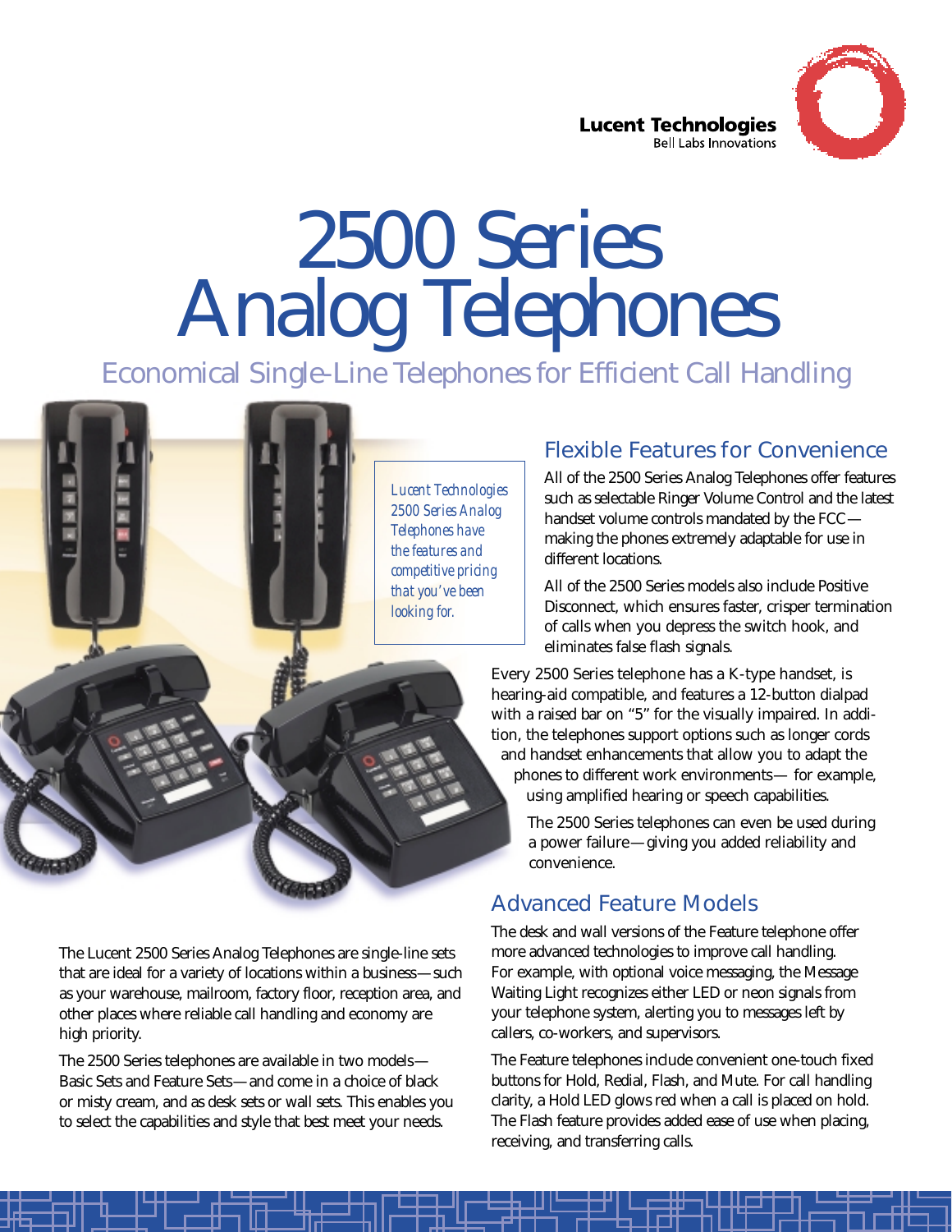Lucent Technologies
Bell Labs Innovations

# 2500 Series Analog Telephones

## Economical Single-Line Telephones for Efficient Call Handling

*Lucent Technologies 2500 Series Analog Telephones have the features and competitive pricing that you've been looking for.*

The Lucent 2500 Series Analog Telephones are single-line sets that are ideal for a variety of locations within a business—such as your warehouse, mailroom, factory floor, reception area, and other places where reliable call handling and economy are high priority.

The 2500 Series telephones are available in two models—Basic Sets and Feature Sets—and come in a choice of black or misty cream, and as desk sets or wall sets. This enables you to select the capabilities and style that best meet your needs.

### Flexible Features for Convenience

All of the 2500 Series Analog Telephones offer features such as selectable Ringer Volume Control and the latest handset volume controls mandated by the FCC—making the phones extremely adaptable for use in different locations.

All of the 2500 Series models also include Positive Disconnect, which ensures faster, crisper termination of calls when you depress the switch hook, and eliminates false flash signals.

Every 2500 Series telephone has a K-type handset, is hearing-aid compatible, and features a 12-button dialpad with a raised bar on "5" for the visually impaired. In addition, the telephones support options such as longer cords and handset enhancements that allow you to adapt the phones to different work environments— for example, using amplified hearing or speech capabilities.

The 2500 Series telephones can even be used during a power failure—giving you added reliability and convenience.

### Advanced Feature Models

The desk and wall versions of the Feature telephone offer more advanced technologies to improve call handling. For example, with optional voice messaging, the Message Waiting Light recognizes either LED or neon signals from your telephone system, alerting you to messages left by callers, co-workers, and supervisors.

The Feature telephones include convenient one-touch fixed buttons for Hold, Redial, Flash, and Mute. For call handling clarity, a Hold LED glows red when a call is placed on hold. The Flash feature provides added ease of use when placing, receiving, and transferring calls.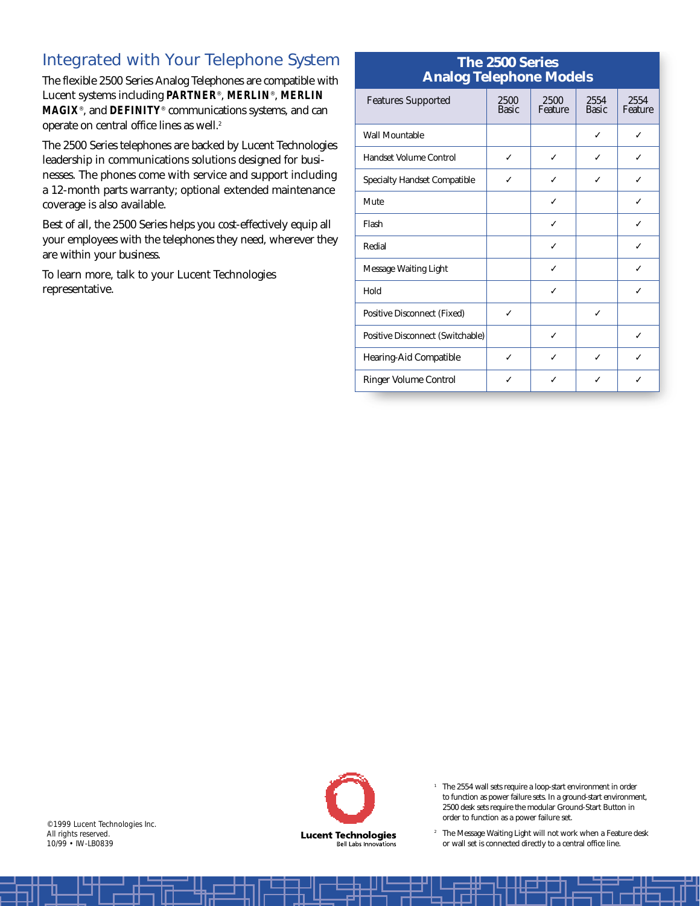## Integrated with Your Telephone System

The flexible 2500 Series Analog Telephones are compatible with Lucent systems including **PARTNER**®, **MERLIN**®, **MERLIN MAGIX**®, and **DEFINITY**® communications systems, and can operate on central office lines as well.[2]

The 2500 Series telephones are backed by Lucent Technologies leadership in communications solutions designed for businesses. The phones come with service and support including a 12-month parts warranty; optional extended maintenance coverage is also available.

Best of all, the 2500 Series helps you cost-effectively equip all your employees with the telephones they need, wherever they are within your business.

To learn more, talk to your Lucent Technologies representative.

**The 2500 Series Analog Telephone Models**

| Features Supported | 2500 Basic | 2500 Feature | 2554 Basic | 2554 Feature |
|---|---|---|---|---|
| Wall Mountable | | | ✓ | ✓ |
| Handset Volume Control | ✓ | ✓ | ✓ | ✓ |
| Specialty Handset Compatible | ✓ | ✓ | ✓ | ✓ |
| Mute | | ✓ | | ✓ |
| Flash | | ✓ | | ✓ |
| Redial | | ✓ | | ✓ |
| Message Waiting Light | | ✓ | | ✓ |
| Hold | | ✓ | | ✓ |
| Positive Disconnect (Fixed) | ✓ | | ✓ | |
| Positive Disconnect (Switchable) | | ✓ | | ✓ |
| Hearing-Aid Compatible | ✓ | ✓ | ✓ | ✓ |
| Ringer Volume Control | ✓ | ✓ | ✓ | ✓ |

©1999 Lucent Technologies Inc.
All rights reserved.
10/99 • IW-LB0839

Lucent Technologies
Bell Labs Innovations

[1] The 2554 wall sets require a loop-start environment in order to function as power failure sets. In a ground-start environment, 2500 desk sets require the modular Ground-Start Button in order to function as a power failure set.

[2] The Message Waiting Light will not work when a Feature desk or wall set is connected directly to a central office line.